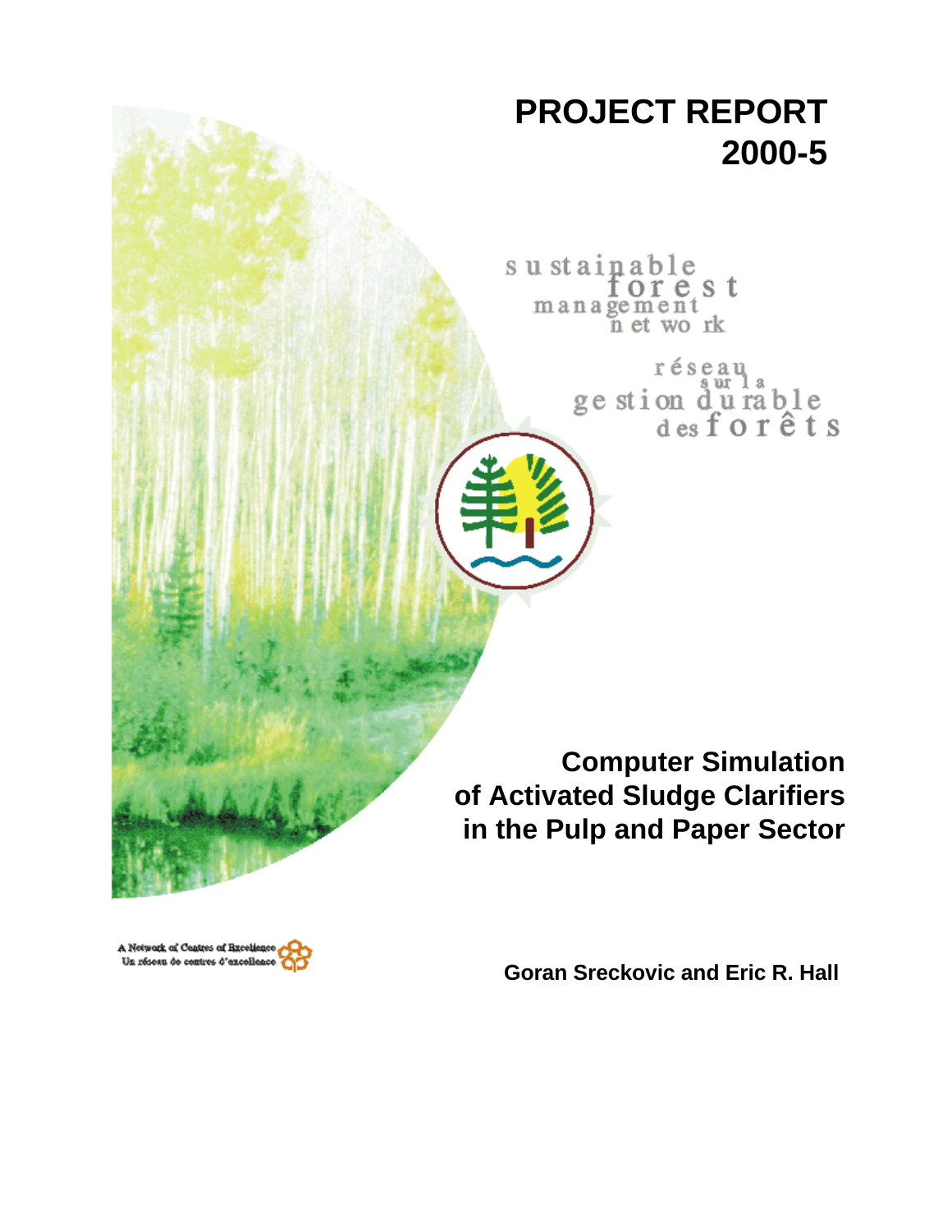# PROJECT REPORT 2000-5

sustainable forest management network

réseau sur la gestion durable des forêts

## Computer Simulation of Activated Sludge Clarifiers in the Pulp and Paper Sector

A Network of Centres of Excellence
Un réseau de centres d'excellence

**Goran Sreckovic and Eric R. Hall**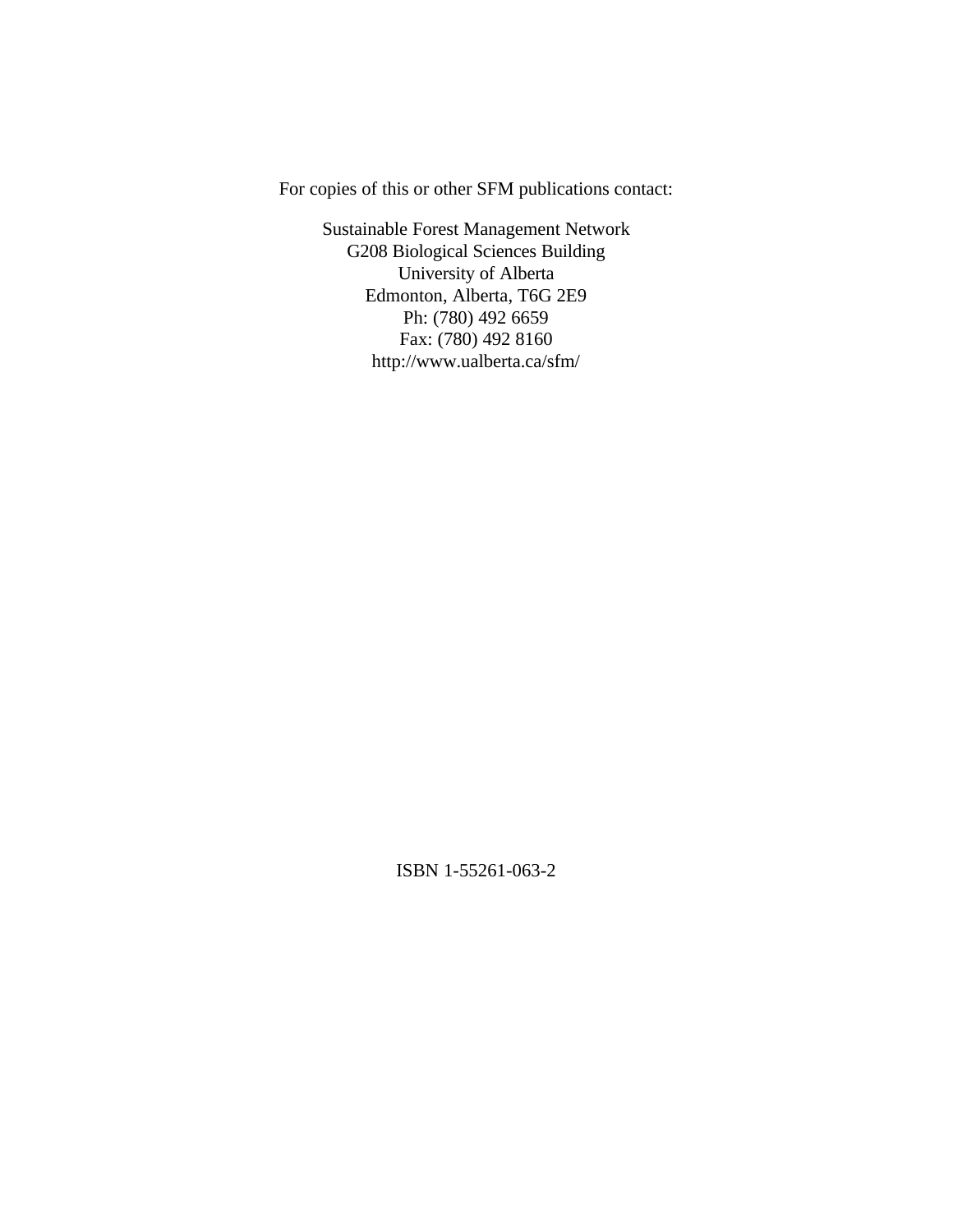For copies of this or other SFM publications contact:

Sustainable Forest Management Network
G208 Biological Sciences Building
University of Alberta
Edmonton, Alberta, T6G 2E9
Ph: (780) 492 6659
Fax: (780) 492 8160
http://www.ualberta.ca/sfm/

ISBN 1-55261-063-2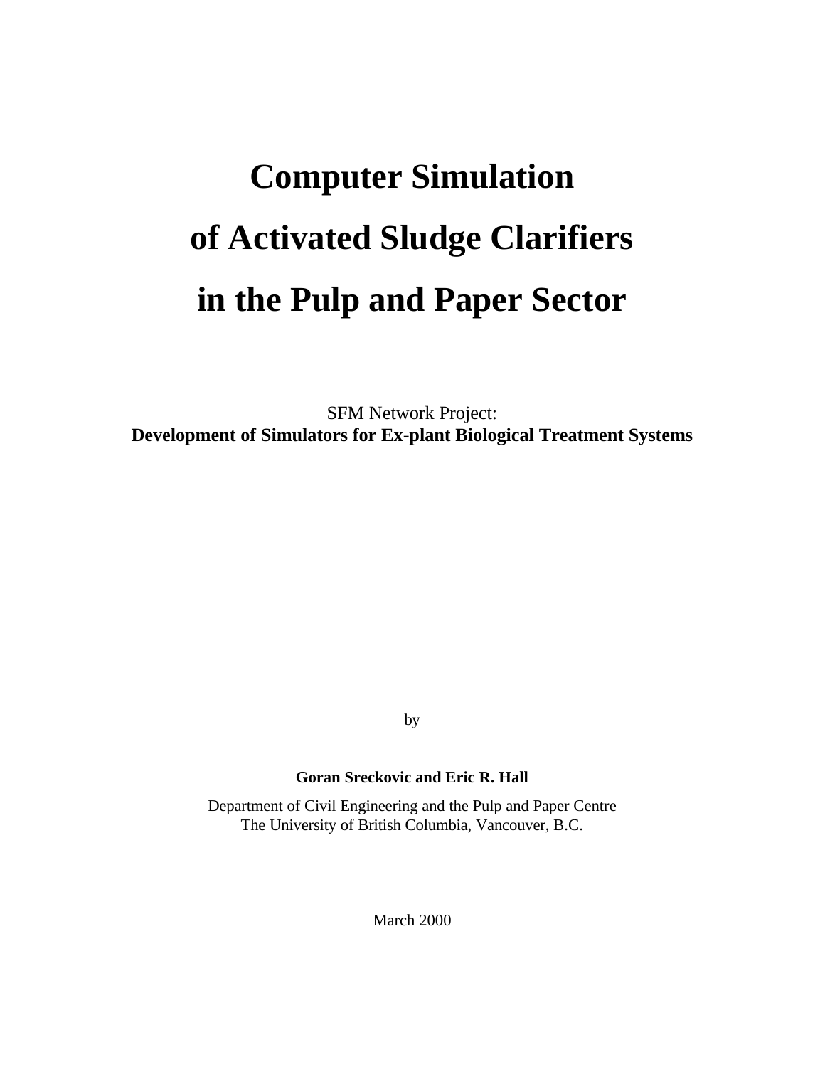# Computer Simulation of Activated Sludge Clarifiers in the Pulp and Paper Sector

SFM Network Project:
**Development of Simulators for Ex-plant Biological Treatment Systems**

by

**Goran Sreckovic and Eric R. Hall**

Department of Civil Engineering and the Pulp and Paper Centre
The University of British Columbia, Vancouver, B.C.

March 2000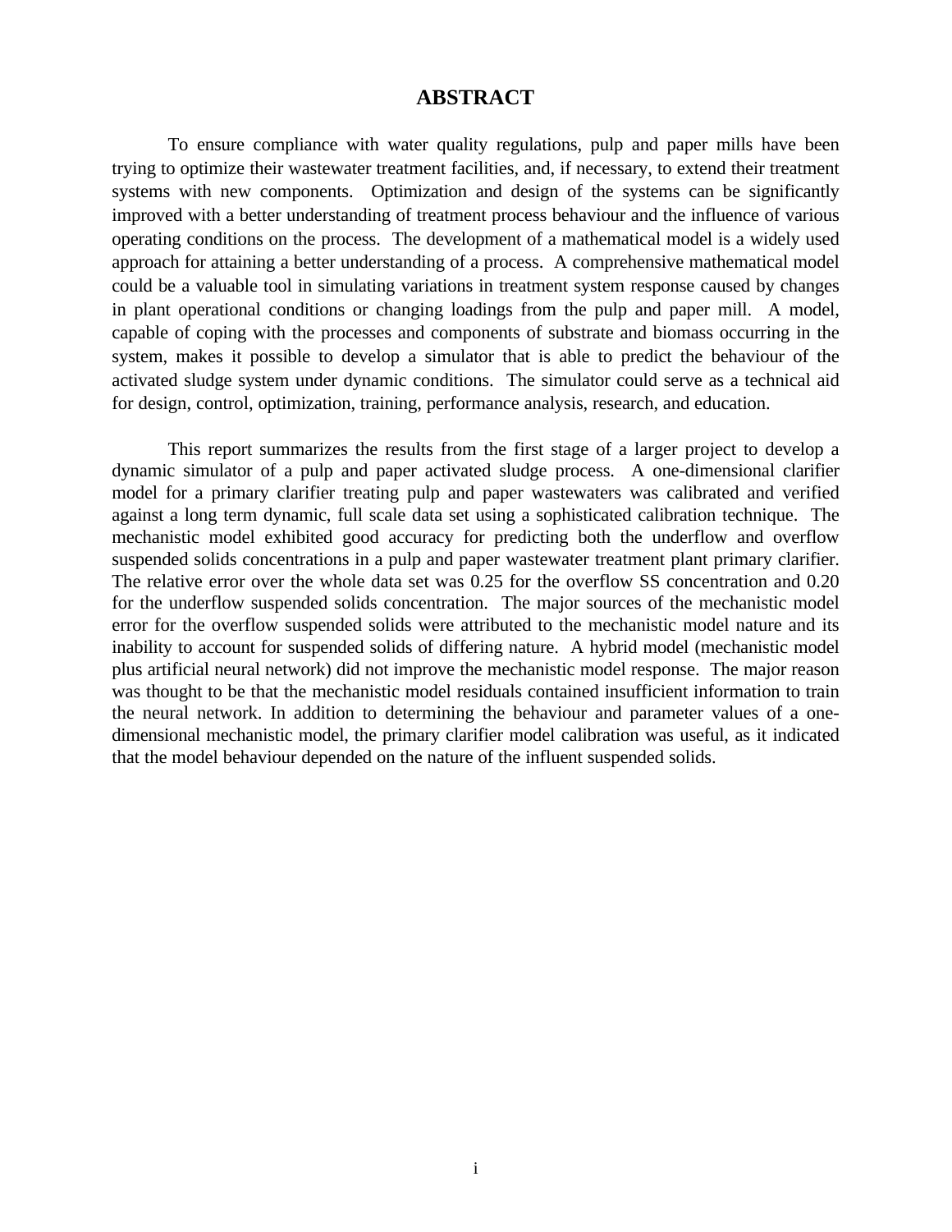# ABSTRACT

To ensure compliance with water quality regulations, pulp and paper mills have been trying to optimize their wastewater treatment facilities, and, if necessary, to extend their treatment systems with new components. Optimization and design of the systems can be significantly improved with a better understanding of treatment process behaviour and the influence of various operating conditions on the process. The development of a mathematical model is a widely used approach for attaining a better understanding of a process. A comprehensive mathematical model could be a valuable tool in simulating variations in treatment system response caused by changes in plant operational conditions or changing loadings from the pulp and paper mill. A model, capable of coping with the processes and components of substrate and biomass occurring in the system, makes it possible to develop a simulator that is able to predict the behaviour of the activated sludge system under dynamic conditions. The simulator could serve as a technical aid for design, control, optimization, training, performance analysis, research, and education.

This report summarizes the results from the first stage of a larger project to develop a dynamic simulator of a pulp and paper activated sludge process. A one-dimensional clarifier model for a primary clarifier treating pulp and paper wastewaters was calibrated and verified against a long term dynamic, full scale data set using a sophisticated calibration technique. The mechanistic model exhibited good accuracy for predicting both the underflow and overflow suspended solids concentrations in a pulp and paper wastewater treatment plant primary clarifier. The relative error over the whole data set was 0.25 for the overflow SS concentration and 0.20 for the underflow suspended solids concentration. The major sources of the mechanistic model error for the overflow suspended solids were attributed to the mechanistic model nature and its inability to account for suspended solids of differing nature. A hybrid model (mechanistic model plus artificial neural network) did not improve the mechanistic model response. The major reason was thought to be that the mechanistic model residuals contained insufficient information to train the neural network. In addition to determining the behaviour and parameter values of a one-dimensional mechanistic model, the primary clarifier model calibration was useful, as it indicated that the model behaviour depended on the nature of the influent suspended solids.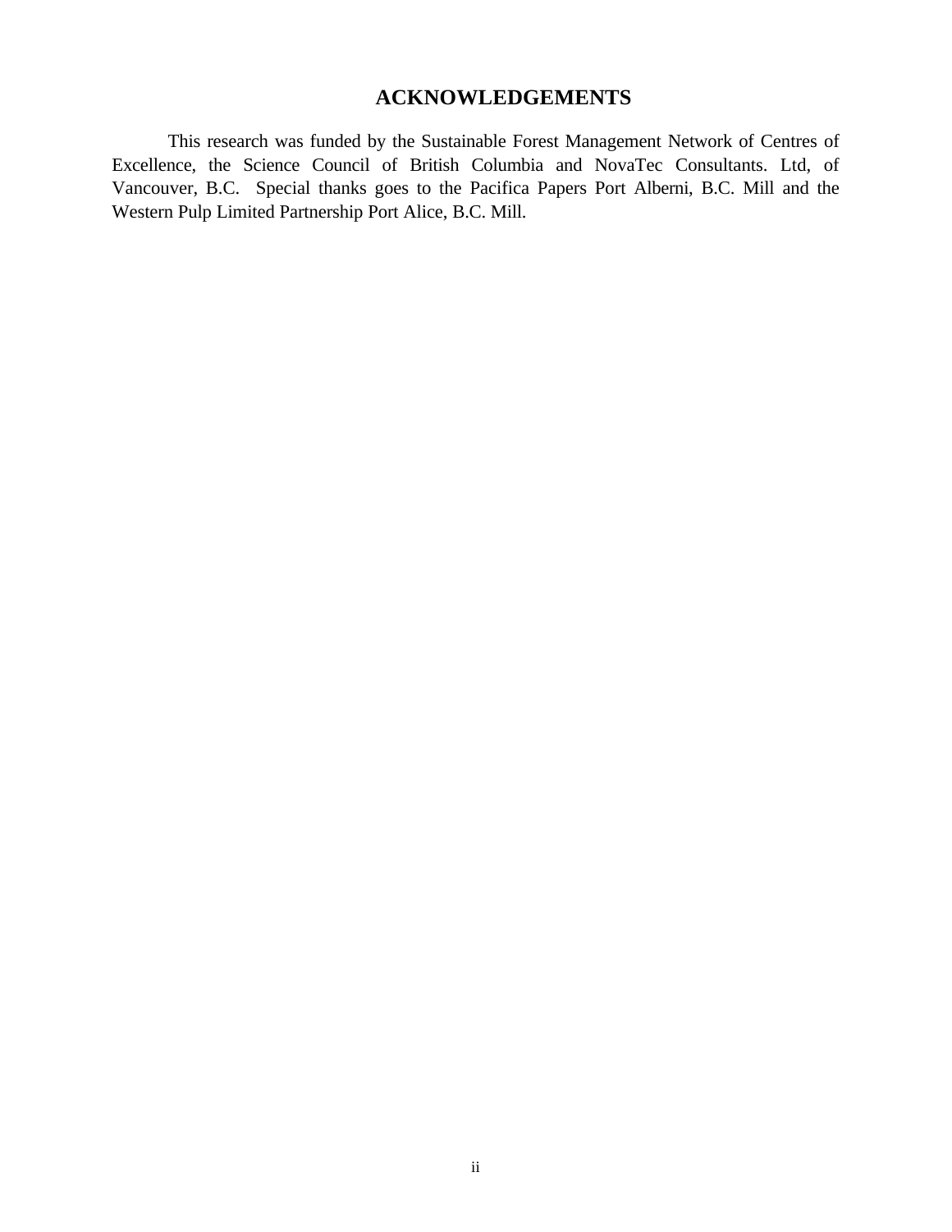# ACKNOWLEDGEMENTS

This research was funded by the Sustainable Forest Management Network of Centres of Excellence, the Science Council of British Columbia and NovaTec Consultants. Ltd, of Vancouver, B.C. Special thanks goes to the Pacifica Papers Port Alberni, B.C. Mill and the Western Pulp Limited Partnership Port Alice, B.C. Mill.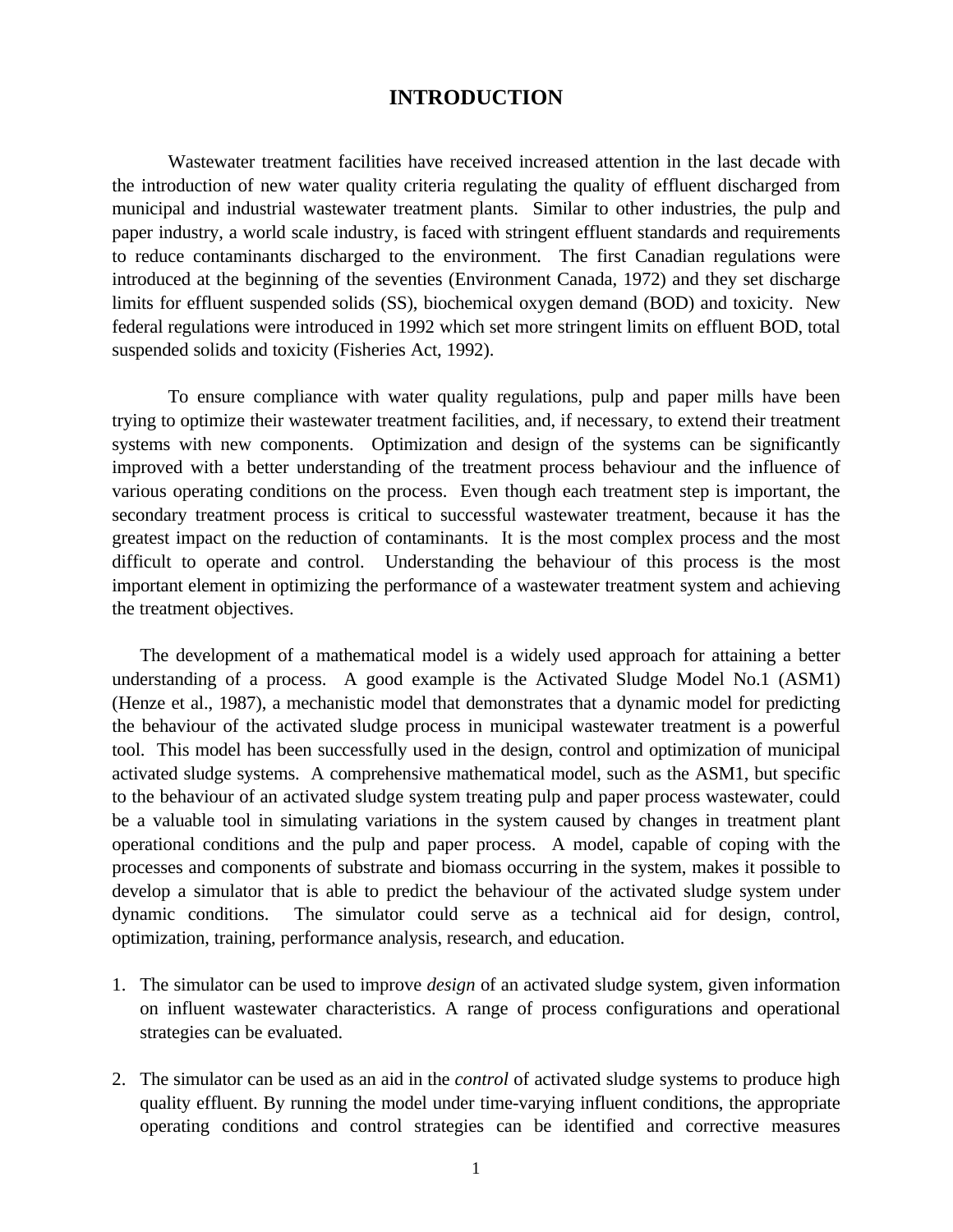# INTRODUCTION

Wastewater treatment facilities have received increased attention in the last decade with the introduction of new water quality criteria regulating the quality of effluent discharged from municipal and industrial wastewater treatment plants. Similar to other industries, the pulp and paper industry, a world scale industry, is faced with stringent effluent standards and requirements to reduce contaminants discharged to the environment. The first Canadian regulations were introduced at the beginning of the seventies (Environment Canada, 1972) and they set discharge limits for effluent suspended solids (SS), biochemical oxygen demand (BOD) and toxicity. New federal regulations were introduced in 1992 which set more stringent limits on effluent BOD, total suspended solids and toxicity (Fisheries Act, 1992).

To ensure compliance with water quality regulations, pulp and paper mills have been trying to optimize their wastewater treatment facilities, and, if necessary, to extend their treatment systems with new components. Optimization and design of the systems can be significantly improved with a better understanding of the treatment process behaviour and the influence of various operating conditions on the process. Even though each treatment step is important, the secondary treatment process is critical to successful wastewater treatment, because it has the greatest impact on the reduction of contaminants. It is the most complex process and the most difficult to operate and control. Understanding the behaviour of this process is the most important element in optimizing the performance of a wastewater treatment system and achieving the treatment objectives.

The development of a mathematical model is a widely used approach for attaining a better understanding of a process. A good example is the Activated Sludge Model No.1 (ASM1) (Henze et al., 1987), a mechanistic model that demonstrates that a dynamic model for predicting the behaviour of the activated sludge process in municipal wastewater treatment is a powerful tool. This model has been successfully used in the design, control and optimization of municipal activated sludge systems. A comprehensive mathematical model, such as the ASM1, but specific to the behaviour of an activated sludge system treating pulp and paper process wastewater, could be a valuable tool in simulating variations in the system caused by changes in treatment plant operational conditions and the pulp and paper process. A model, capable of coping with the processes and components of substrate and biomass occurring in the system, makes it possible to develop a simulator that is able to predict the behaviour of the activated sludge system under dynamic conditions. The simulator could serve as a technical aid for design, control, optimization, training, performance analysis, research, and education.

1. The simulator can be used to improve *design* of an activated sludge system, given information on influent wastewater characteristics. A range of process configurations and operational strategies can be evaluated.

2. The simulator can be used as an aid in the *control* of activated sludge systems to produce high quality effluent. By running the model under time-varying influent conditions, the appropriate operating conditions and control strategies can be identified and corrective measures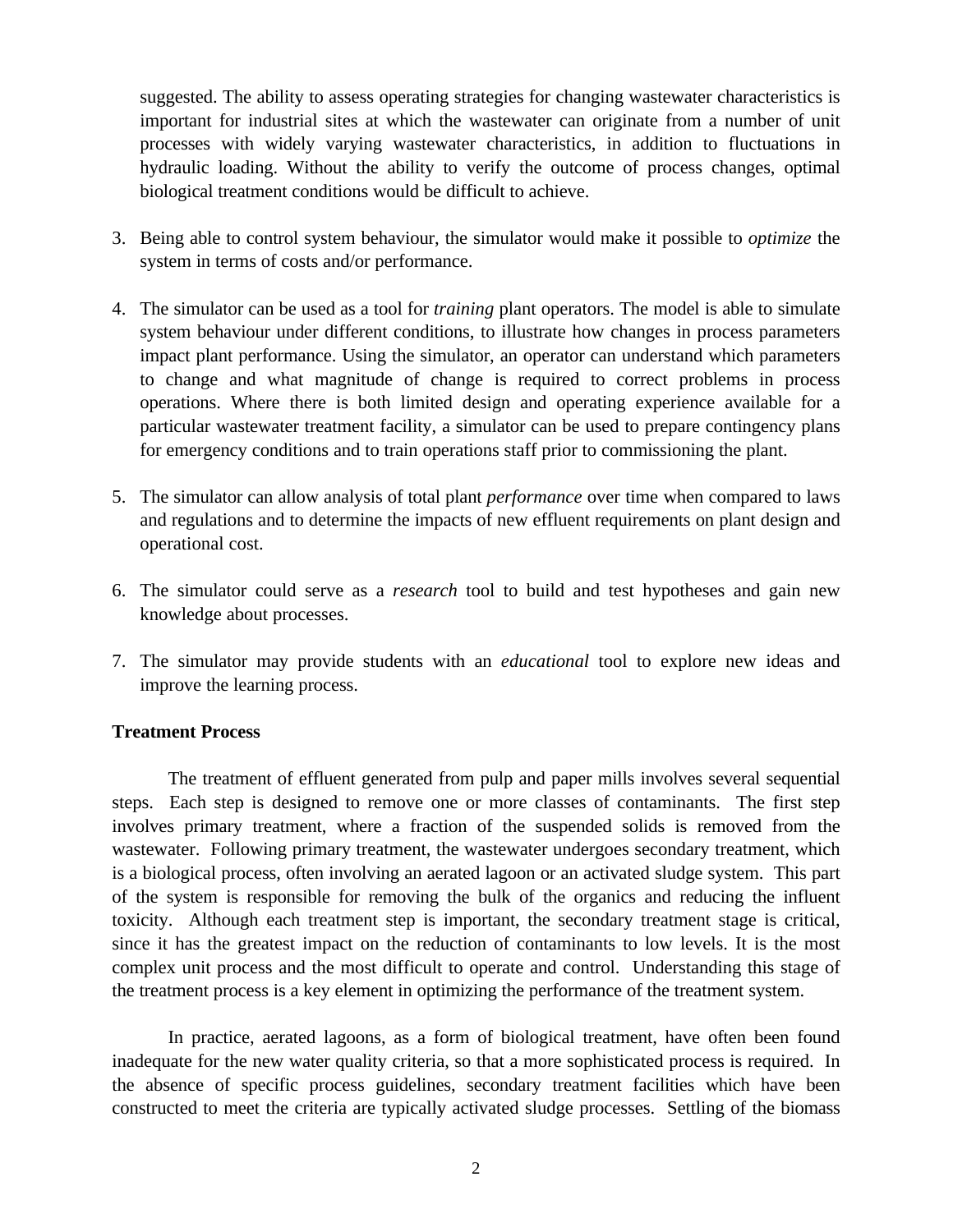suggested. The ability to assess operating strategies for changing wastewater characteristics is important for industrial sites at which the wastewater can originate from a number of unit processes with widely varying wastewater characteristics, in addition to fluctuations in hydraulic loading. Without the ability to verify the outcome of process changes, optimal biological treatment conditions would be difficult to achieve.

3. Being able to control system behaviour, the simulator would make it possible to *optimize* the system in terms of costs and/or performance.

4. The simulator can be used as a tool for *training* plant operators. The model is able to simulate system behaviour under different conditions, to illustrate how changes in process parameters impact plant performance. Using the simulator, an operator can understand which parameters to change and what magnitude of change is required to correct problems in process operations. Where there is both limited design and operating experience available for a particular wastewater treatment facility, a simulator can be used to prepare contingency plans for emergency conditions and to train operations staff prior to commissioning the plant.

5. The simulator can allow analysis of total plant *performance* over time when compared to laws and regulations and to determine the impacts of new effluent requirements on plant design and operational cost.

6. The simulator could serve as a *research* tool to build and test hypotheses and gain new knowledge about processes.

7. The simulator may provide students with an *educational* tool to explore new ideas and improve the learning process.

**Treatment Process**

The treatment of effluent generated from pulp and paper mills involves several sequential steps. Each step is designed to remove one or more classes of contaminants. The first step involves primary treatment, where a fraction of the suspended solids is removed from the wastewater. Following primary treatment, the wastewater undergoes secondary treatment, which is a biological process, often involving an aerated lagoon or an activated sludge system. This part of the system is responsible for removing the bulk of the organics and reducing the influent toxicity. Although each treatment step is important, the secondary treatment stage is critical, since it has the greatest impact on the reduction of contaminants to low levels. It is the most complex unit process and the most difficult to operate and control. Understanding this stage of the treatment process is a key element in optimizing the performance of the treatment system.

In practice, aerated lagoons, as a form of biological treatment, have often been found inadequate for the new water quality criteria, so that a more sophisticated process is required. In the absence of specific process guidelines, secondary treatment facilities which have been constructed to meet the criteria are typically activated sludge processes. Settling of the biomass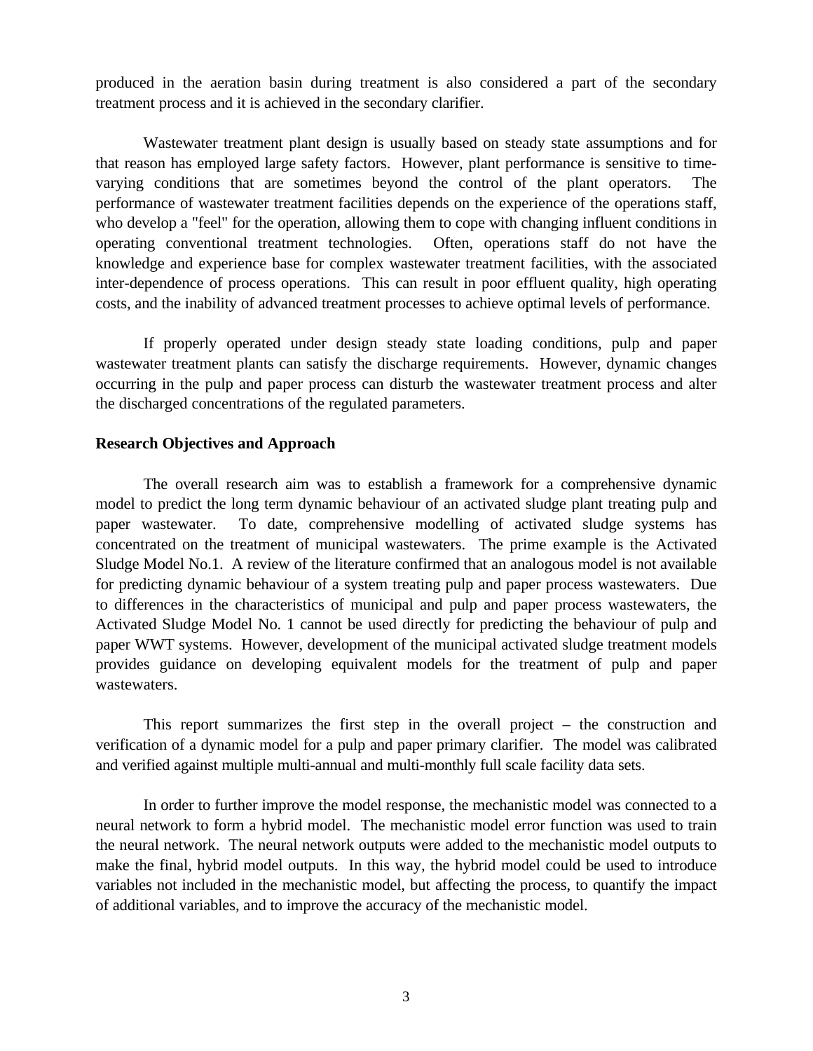produced in the aeration basin during treatment is also considered a part of the secondary treatment process and it is achieved in the secondary clarifier.

Wastewater treatment plant design is usually based on steady state assumptions and for that reason has employed large safety factors. However, plant performance is sensitive to time-varying conditions that are sometimes beyond the control of the plant operators. The performance of wastewater treatment facilities depends on the experience of the operations staff, who develop a "feel" for the operation, allowing them to cope with changing influent conditions in operating conventional treatment technologies. Often, operations staff do not have the knowledge and experience base for complex wastewater treatment facilities, with the associated inter-dependence of process operations. This can result in poor effluent quality, high operating costs, and the inability of advanced treatment processes to achieve optimal levels of performance.

If properly operated under design steady state loading conditions, pulp and paper wastewater treatment plants can satisfy the discharge requirements. However, dynamic changes occurring in the pulp and paper process can disturb the wastewater treatment process and alter the discharged concentrations of the regulated parameters.

**Research Objectives and Approach**

The overall research aim was to establish a framework for a comprehensive dynamic model to predict the long term dynamic behaviour of an activated sludge plant treating pulp and paper wastewater. To date, comprehensive modelling of activated sludge systems has concentrated on the treatment of municipal wastewaters. The prime example is the Activated Sludge Model No.1. A review of the literature confirmed that an analogous model is not available for predicting dynamic behaviour of a system treating pulp and paper process wastewaters. Due to differences in the characteristics of municipal and pulp and paper process wastewaters, the Activated Sludge Model No. 1 cannot be used directly for predicting the behaviour of pulp and paper WWT systems. However, development of the municipal activated sludge treatment models provides guidance on developing equivalent models for the treatment of pulp and paper wastewaters.

This report summarizes the first step in the overall project – the construction and verification of a dynamic model for a pulp and paper primary clarifier. The model was calibrated and verified against multiple multi-annual and multi-monthly full scale facility data sets.

In order to further improve the model response, the mechanistic model was connected to a neural network to form a hybrid model. The mechanistic model error function was used to train the neural network. The neural network outputs were added to the mechanistic model outputs to make the final, hybrid model outputs. In this way, the hybrid model could be used to introduce variables not included in the mechanistic model, but affecting the process, to quantify the impact of additional variables, and to improve the accuracy of the mechanistic model.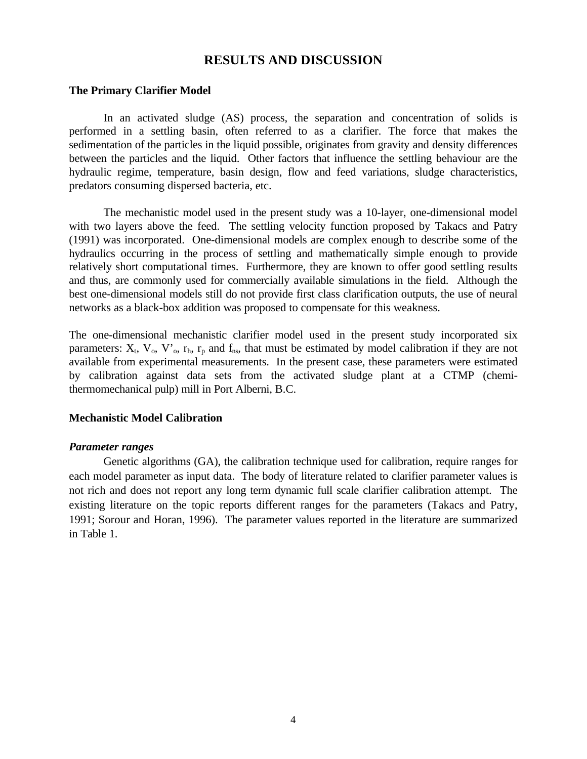# RESULTS AND DISCUSSION

## The Primary Clarifier Model

In an activated sludge (AS) process, the separation and concentration of solids is performed in a settling basin, often referred to as a clarifier. The force that makes the sedimentation of the particles in the liquid possible, originates from gravity and density differences between the particles and the liquid. Other factors that influence the settling behaviour are the hydraulic regime, temperature, basin design, flow and feed variations, sludge characteristics, predators consuming dispersed bacteria, etc.

The mechanistic model used in the present study was a 10-layer, one-dimensional model with two layers above the feed. The settling velocity function proposed by Takacs and Patry (1991) was incorporated. One-dimensional models are complex enough to describe some of the hydraulics occurring in the process of settling and mathematically simple enough to provide relatively short computational times. Furthermore, they are known to offer good settling results and thus, are commonly used for commercially available simulations in the field. Although the best one-dimensional models still do not provide first class clarification outputs, the use of neural networks as a black-box addition was proposed to compensate for this weakness.

The one-dimensional mechanistic clarifier model used in the present study incorporated six parameters: $X_t$, $V_o$, $V'_o$, $r_h$, $r_p$ and $f_{ns}$, that must be estimated by model calibration if they are not available from experimental measurements. In the present case, these parameters were estimated by calibration against data sets from the activated sludge plant at a CTMP (chemi-thermomechanical pulp) mill in Port Alberni, B.C.

## Mechanistic Model Calibration

### *Parameter ranges*

Genetic algorithms (GA), the calibration technique used for calibration, require ranges for each model parameter as input data. The body of literature related to clarifier parameter values is not rich and does not report any long term dynamic full scale clarifier calibration attempt. The existing literature on the topic reports different ranges for the parameters (Takacs and Patry, 1991; Sorour and Horan, 1996). The parameter values reported in the literature are summarized in Table 1.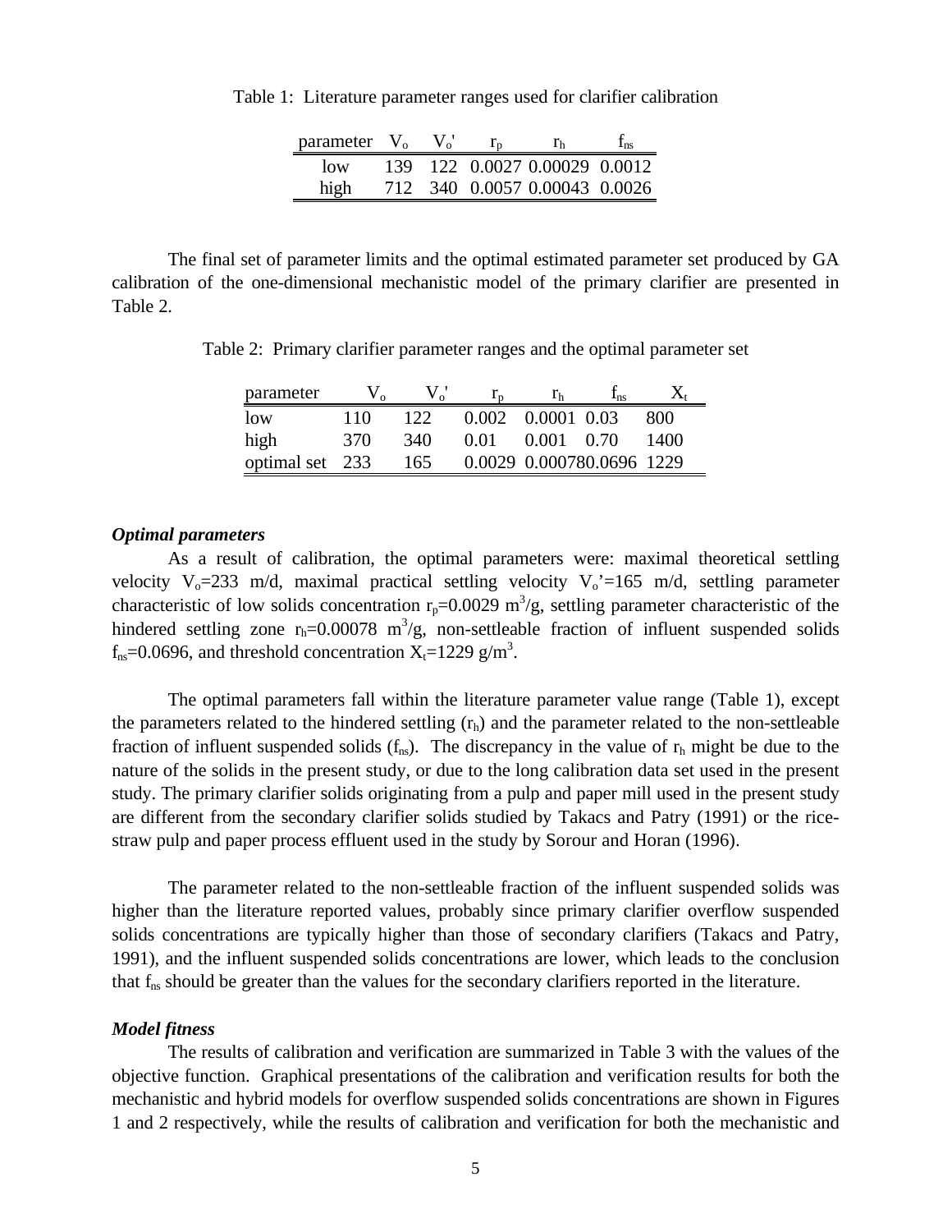Table 1: Literature parameter ranges used for clarifier calibration

| parameter | $V_o$ | $V_o'$ | $r_p$ | $r_h$ | $f_{ns}$ |
|---|---|---|---|---|---|
| low | 139 | 122 | 0.0027 | 0.00029 | 0.0012 |
| high | 712 | 340 | 0.0057 | 0.00043 | 0.0026 |

The final set of parameter limits and the optimal estimated parameter set produced by GA calibration of the one-dimensional mechanistic model of the primary clarifier are presented in Table 2.

Table 2: Primary clarifier parameter ranges and the optimal parameter set

| parameter | $V_o$ | $V_o'$ | $r_p$ | $r_h$ | $f_{ns}$ | $X_t$ |
|---|---|---|---|---|---|---|
| low | 110 | 122 | 0.002 | 0.0001 | 0.03 | 800 |
| high | 370 | 340 | 0.01 | 0.001 | 0.70 | 1400 |
| optimal set | 233 | 165 | 0.0029 | 0.00078 | 0.0696 | 1229 |

### *Optimal parameters*

As a result of calibration, the optimal parameters were: maximal theoretical settling velocity $V_o$=233 m/d, maximal practical settling velocity $V_o'$=165 m/d, settling parameter characteristic of low solids concentration $r_p$=0.0029 $m^3/g$, settling parameter characteristic of the hindered settling zone $r_h$=0.00078 $m^3/g$, non-settleable fraction of influent suspended solids $f_{ns}$=0.0696, and threshold concentration $X_t$=1229 $g/m^3$.

The optimal parameters fall within the literature parameter value range (Table 1), except the parameters related to the hindered settling ($r_h$) and the parameter related to the non-settleable fraction of influent suspended solids ($f_{ns}$). The discrepancy in the value of $r_h$ might be due to the nature of the solids in the present study, or due to the long calibration data set used in the present study. The primary clarifier solids originating from a pulp and paper mill used in the present study are different from the secondary clarifier solids studied by Takacs and Patry (1991) or the rice-straw pulp and paper process effluent used in the study by Sorour and Horan (1996).

The parameter related to the non-settleable fraction of the influent suspended solids was higher than the literature reported values, probably since primary clarifier overflow suspended solids concentrations are typically higher than those of secondary clarifiers (Takacs and Patry, 1991), and the influent suspended solids concentrations are lower, which leads to the conclusion that $f_{ns}$ should be greater than the values for the secondary clarifiers reported in the literature.

### *Model fitness*

The results of calibration and verification are summarized in Table 3 with the values of the objective function. Graphical presentations of the calibration and verification results for both the mechanistic and hybrid models for overflow suspended solids concentrations are shown in Figures 1 and 2 respectively, while the results of calibration and verification for both the mechanistic and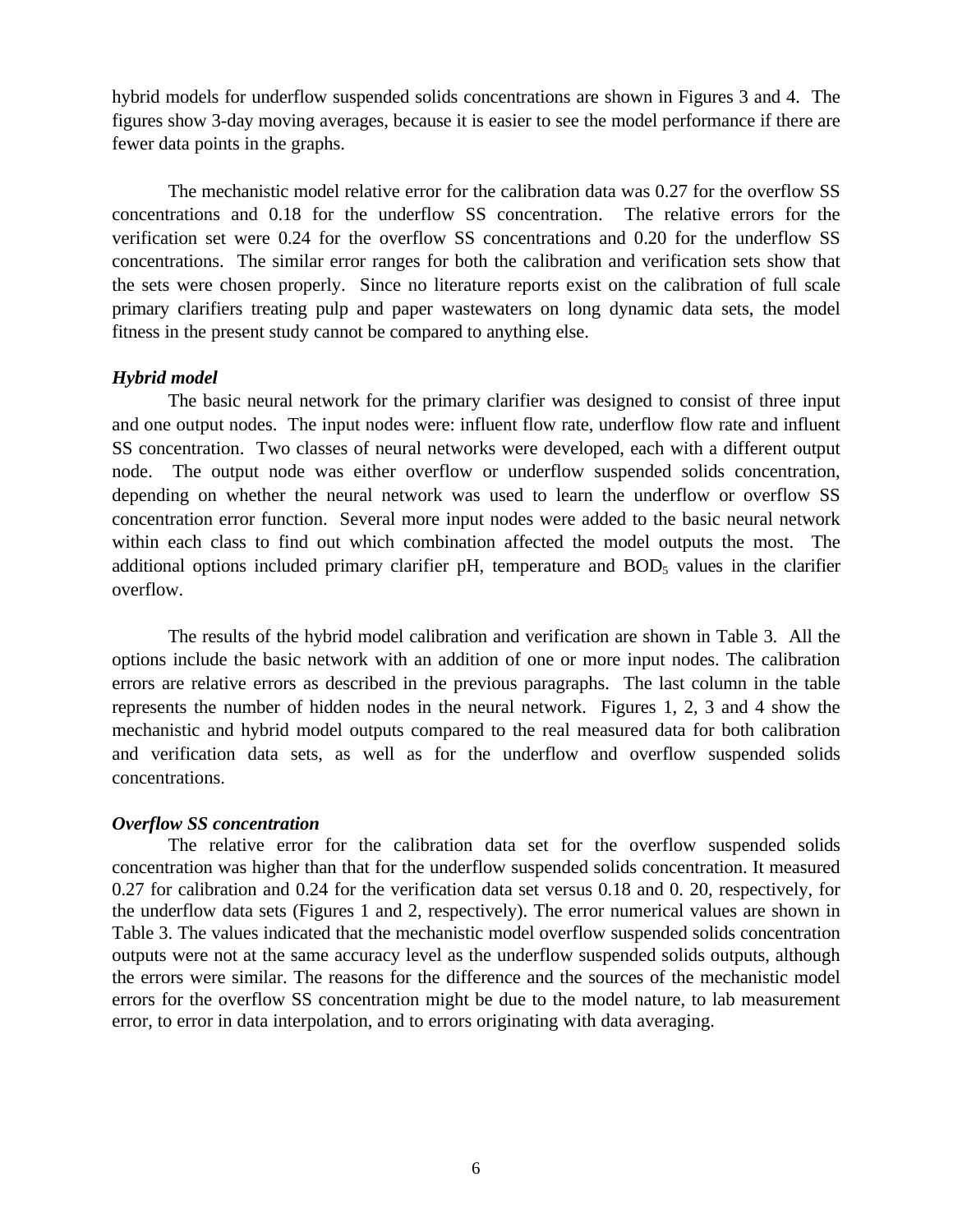hybrid models for underflow suspended solids concentrations are shown in Figures 3 and 4. The figures show 3-day moving averages, because it is easier to see the model performance if there are fewer data points in the graphs.

The mechanistic model relative error for the calibration data was 0.27 for the overflow SS concentrations and 0.18 for the underflow SS concentration. The relative errors for the verification set were 0.24 for the overflow SS concentrations and 0.20 for the underflow SS concentrations. The similar error ranges for both the calibration and verification sets show that the sets were chosen properly. Since no literature reports exist on the calibration of full scale primary clarifiers treating pulp and paper wastewaters on long dynamic data sets, the model fitness in the present study cannot be compared to anything else.

### *Hybrid model*

The basic neural network for the primary clarifier was designed to consist of three input and one output nodes. The input nodes were: influent flow rate, underflow flow rate and influent SS concentration. Two classes of neural networks were developed, each with a different output node. The output node was either overflow or underflow suspended solids concentration, depending on whether the neural network was used to learn the underflow or overflow SS concentration error function. Several more input nodes were added to the basic neural network within each class to find out which combination affected the model outputs the most. The additional options included primary clarifier pH, temperature and $BOD_5$ values in the clarifier overflow.

The results of the hybrid model calibration and verification are shown in Table 3. All the options include the basic network with an addition of one or more input nodes. The calibration errors are relative errors as described in the previous paragraphs. The last column in the table represents the number of hidden nodes in the neural network. Figures 1, 2, 3 and 4 show the mechanistic and hybrid model outputs compared to the real measured data for both calibration and verification data sets, as well as for the underflow and overflow suspended solids concentrations.

### *Overflow SS concentration*

The relative error for the calibration data set for the overflow suspended solids concentration was higher than that for the underflow suspended solids concentration. It measured 0.27 for calibration and 0.24 for the verification data set versus 0.18 and 0. 20, respectively, for the underflow data sets (Figures 1 and 2, respectively). The error numerical values are shown in Table 3. The values indicated that the mechanistic model overflow suspended solids concentration outputs were not at the same accuracy level as the underflow suspended solids outputs, although the errors were similar. The reasons for the difference and the sources of the mechanistic model errors for the overflow SS concentration might be due to the model nature, to lab measurement error, to error in data interpolation, and to errors originating with data averaging.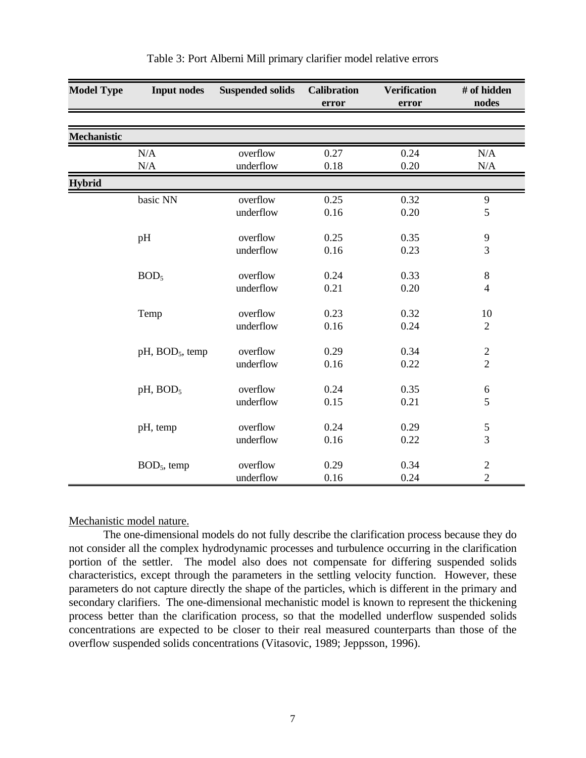Table 3: Port Alberni Mill primary clarifier model relative errors

| Model Type | Input nodes | Suspended solids | Calibration error | Verification error | # of hidden nodes |
|---|---|---|---|---|---|
| **Mechanistic** | | | | | |
| | N/A | overflow | 0.27 | 0.24 | N/A |
| | N/A | underflow | 0.18 | 0.20 | N/A |
| **Hybrid** | | | | | |
| | basic NN | overflow | 0.25 | 0.32 | 9 |
| | | underflow | 0.16 | 0.20 | 5 |
| | pH | overflow | 0.25 | 0.35 | 9 |
| | | underflow | 0.16 | 0.23 | 3 |
| | $BOD_5$ | overflow | 0.24 | 0.33 | 8 |
| | | underflow | 0.21 | 0.20 | 4 |
| | Temp | overflow | 0.23 | 0.32 | 10 |
| | | underflow | 0.16 | 0.24 | 2 |
| | pH, $BOD_5$, temp | overflow | 0.29 | 0.34 | 2 |
| | | underflow | 0.16 | 0.22 | 2 |
| | pH, $BOD_5$ | overflow | 0.24 | 0.35 | 6 |
| | | underflow | 0.15 | 0.21 | 5 |
| | pH, temp | overflow | 0.24 | 0.29 | 5 |
| | | underflow | 0.16 | 0.22 | 3 |
| | $BOD_5$, temp | overflow | 0.29 | 0.34 | 2 |
| | | underflow | 0.16 | 0.24 | 2 |

Mechanistic model nature.

The one-dimensional models do not fully describe the clarification process because they do not consider all the complex hydrodynamic processes and turbulence occurring in the clarification portion of the settler. The model also does not compensate for differing suspended solids characteristics, except through the parameters in the settling velocity function. However, these parameters do not capture directly the shape of the particles, which is different in the primary and secondary clarifiers. The one-dimensional mechanistic model is known to represent the thickening process better than the clarification process, so that the modelled underflow suspended solids concentrations are expected to be closer to their real measured counterparts than those of the overflow suspended solids concentrations (Vitasovic, 1989; Jeppsson, 1996).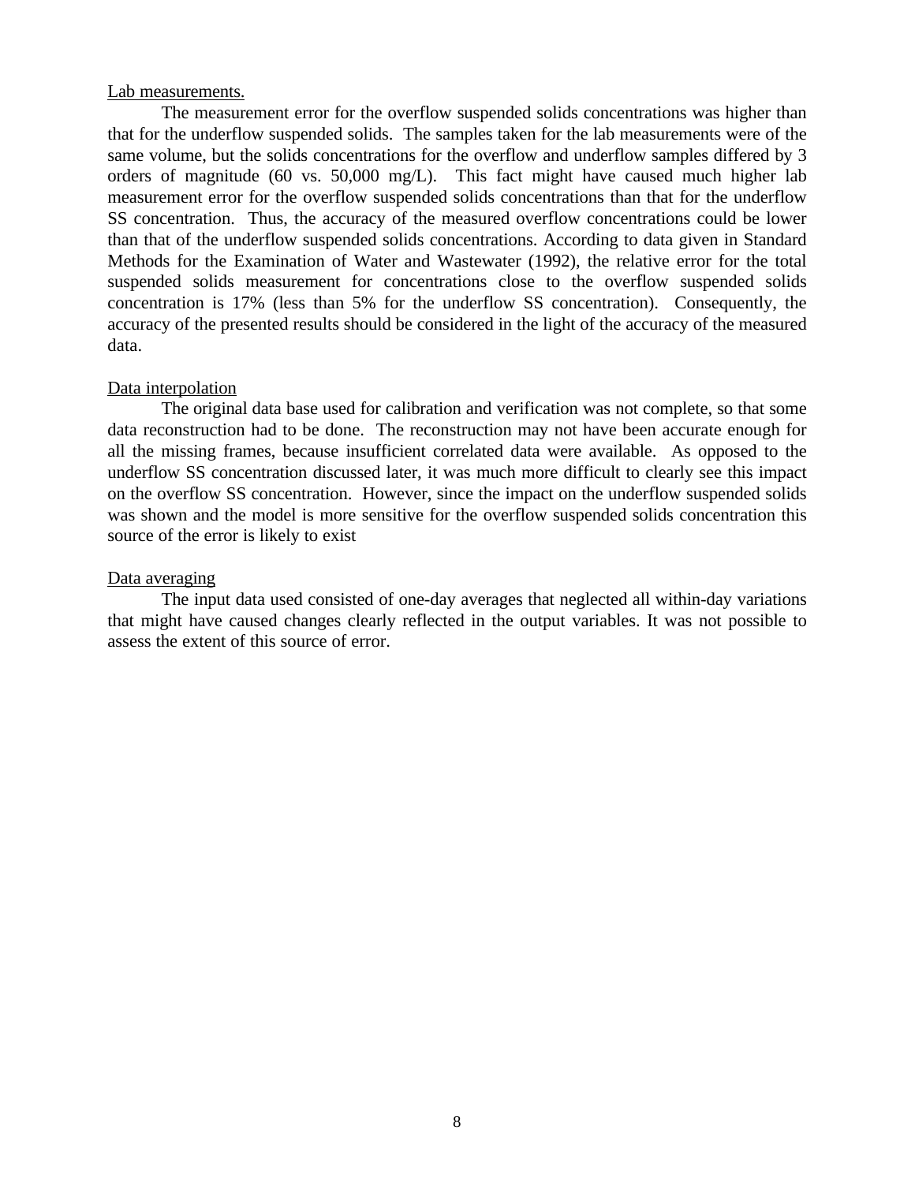Lab measurements.

The measurement error for the overflow suspended solids concentrations was higher than that for the underflow suspended solids. The samples taken for the lab measurements were of the same volume, but the solids concentrations for the overflow and underflow samples differed by 3 orders of magnitude (60 vs. 50,000 mg/L). This fact might have caused much higher lab measurement error for the overflow suspended solids concentrations than that for the underflow SS concentration. Thus, the accuracy of the measured overflow concentrations could be lower than that of the underflow suspended solids concentrations. According to data given in Standard Methods for the Examination of Water and Wastewater (1992), the relative error for the total suspended solids measurement for concentrations close to the overflow suspended solids concentration is 17% (less than 5% for the underflow SS concentration). Consequently, the accuracy of the presented results should be considered in the light of the accuracy of the measured data.

Data interpolation

The original data base used for calibration and verification was not complete, so that some data reconstruction had to be done. The reconstruction may not have been accurate enough for all the missing frames, because insufficient correlated data were available. As opposed to the underflow SS concentration discussed later, it was much more difficult to clearly see this impact on the overflow SS concentration. However, since the impact on the underflow suspended solids was shown and the model is more sensitive for the overflow suspended solids concentration this source of the error is likely to exist

Data averaging

The input data used consisted of one-day averages that neglected all within-day variations that might have caused changes clearly reflected in the output variables. It was not possible to assess the extent of this source of error.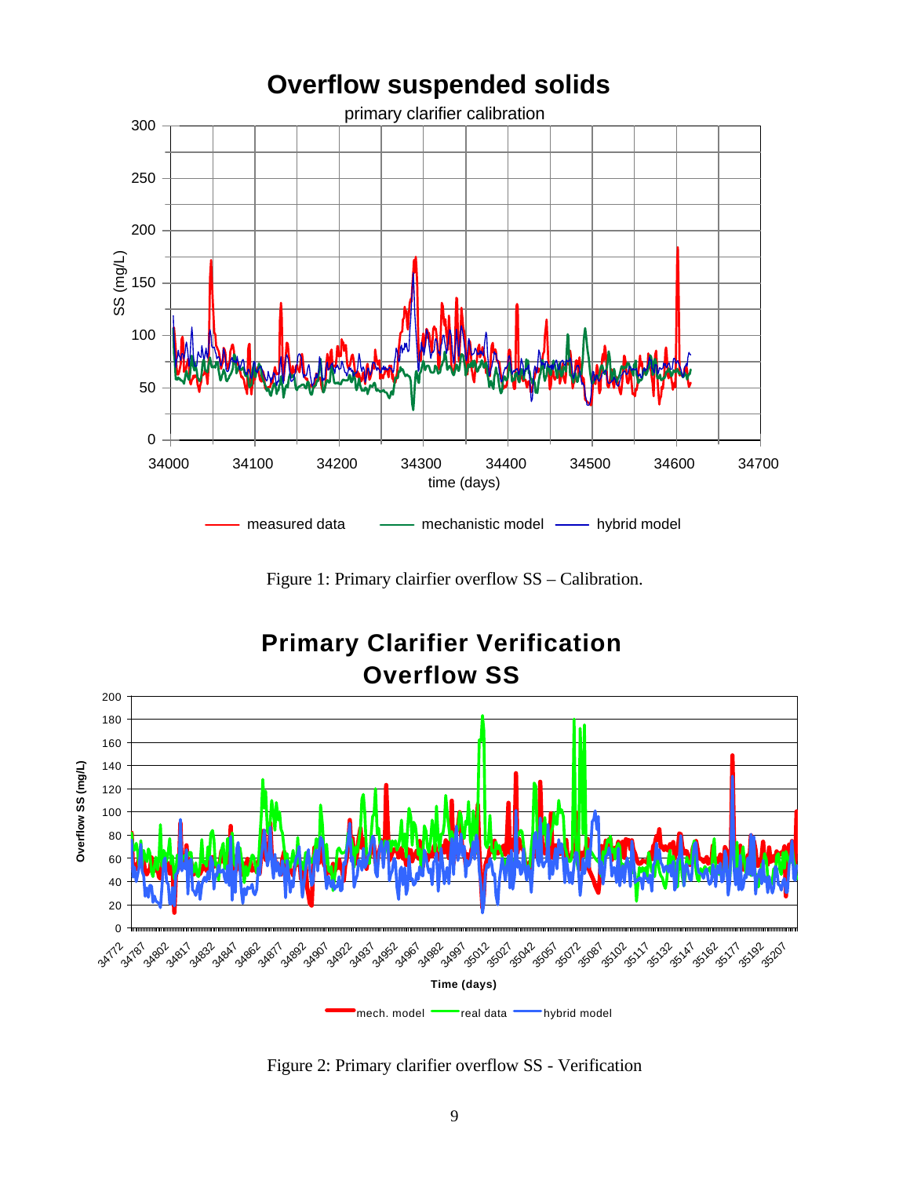Figure 1: Primary clairfier overflow SS – Calibration.

Figure 2: Primary clarifier overflow SS - Verification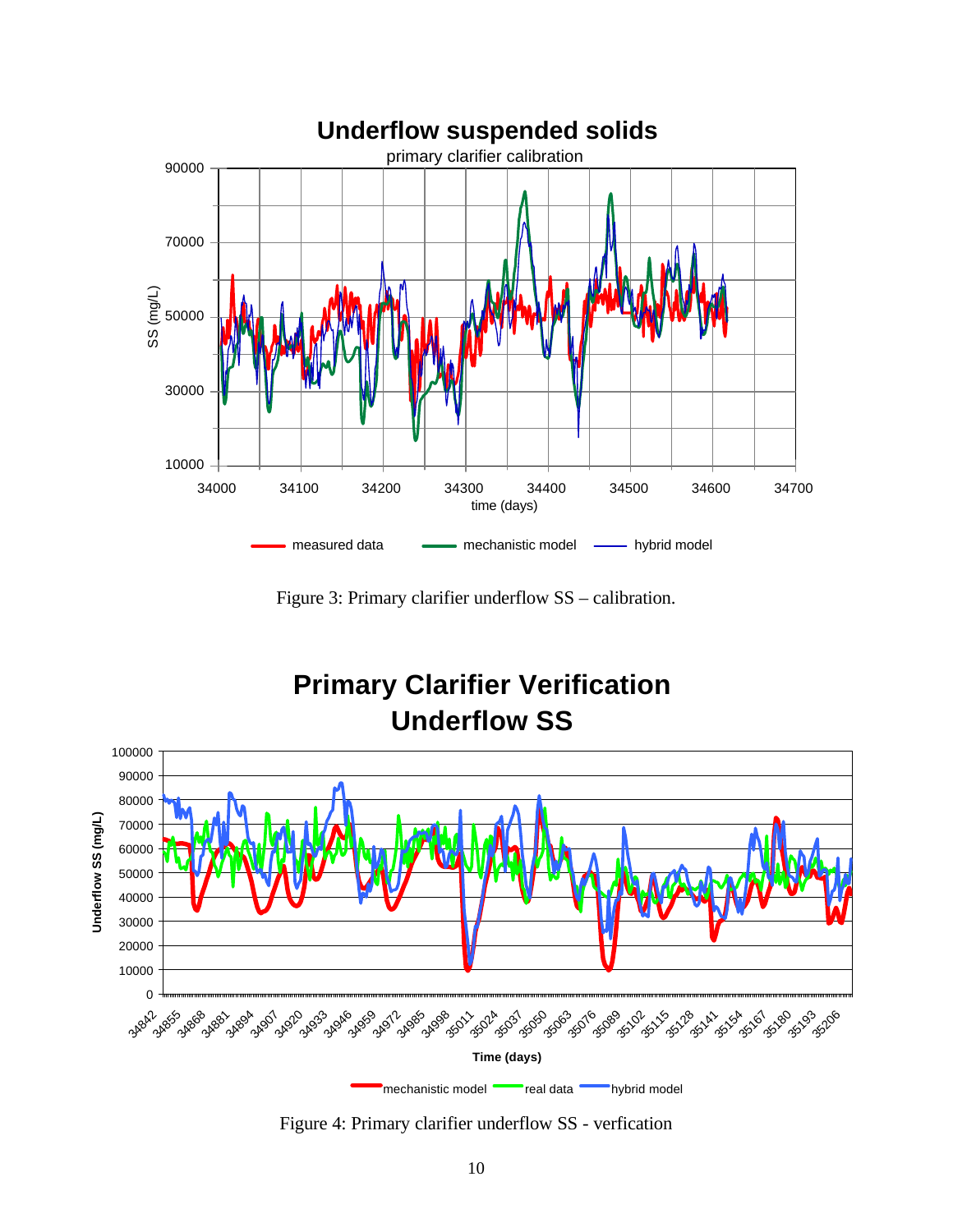Figure 3: Primary clarifier underflow SS – calibration.

Figure 4: Primary clarifier underflow SS - verfication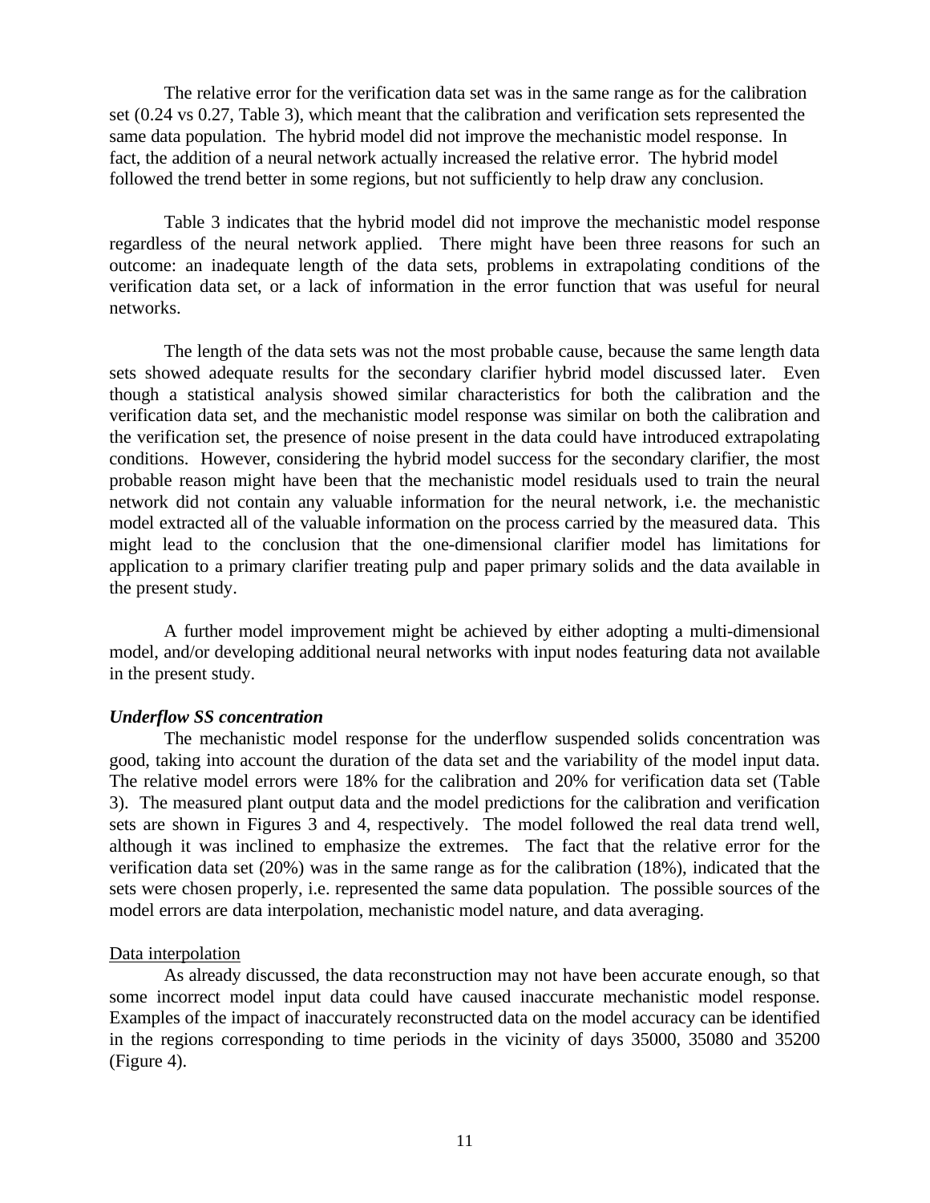The relative error for the verification data set was in the same range as for the calibration set (0.24 vs 0.27, Table 3), which meant that the calibration and verification sets represented the same data population. The hybrid model did not improve the mechanistic model response. In fact, the addition of a neural network actually increased the relative error. The hybrid model followed the trend better in some regions, but not sufficiently to help draw any conclusion.

Table 3 indicates that the hybrid model did not improve the mechanistic model response regardless of the neural network applied. There might have been three reasons for such an outcome: an inadequate length of the data sets, problems in extrapolating conditions of the verification data set, or a lack of information in the error function that was useful for neural networks.

The length of the data sets was not the most probable cause, because the same length data sets showed adequate results for the secondary clarifier hybrid model discussed later. Even though a statistical analysis showed similar characteristics for both the calibration and the verification data set, and the mechanistic model response was similar on both the calibration and the verification set, the presence of noise present in the data could have introduced extrapolating conditions. However, considering the hybrid model success for the secondary clarifier, the most probable reason might have been that the mechanistic model residuals used to train the neural network did not contain any valuable information for the neural network, i.e. the mechanistic model extracted all of the valuable information on the process carried by the measured data. This might lead to the conclusion that the one-dimensional clarifier model has limitations for application to a primary clarifier treating pulp and paper primary solids and the data available in the present study.

A further model improvement might be achieved by either adopting a multi-dimensional model, and/or developing additional neural networks with input nodes featuring data not available in the present study.

***Underflow SS concentration***

The mechanistic model response for the underflow suspended solids concentration was good, taking into account the duration of the data set and the variability of the model input data. The relative model errors were 18% for the calibration and 20% for verification data set (Table 3). The measured plant output data and the model predictions for the calibration and verification sets are shown in Figures 3 and 4, respectively. The model followed the real data trend well, although it was inclined to emphasize the extremes. The fact that the relative error for the verification data set (20%) was in the same range as for the calibration (18%), indicated that the sets were chosen properly, i.e. represented the same data population. The possible sources of the model errors are data interpolation, mechanistic model nature, and data averaging.

Data interpolation

As already discussed, the data reconstruction may not have been accurate enough, so that some incorrect model input data could have caused inaccurate mechanistic model response. Examples of the impact of inaccurately reconstructed data on the model accuracy can be identified in the regions corresponding to time periods in the vicinity of days 35000, 35080 and 35200 (Figure 4).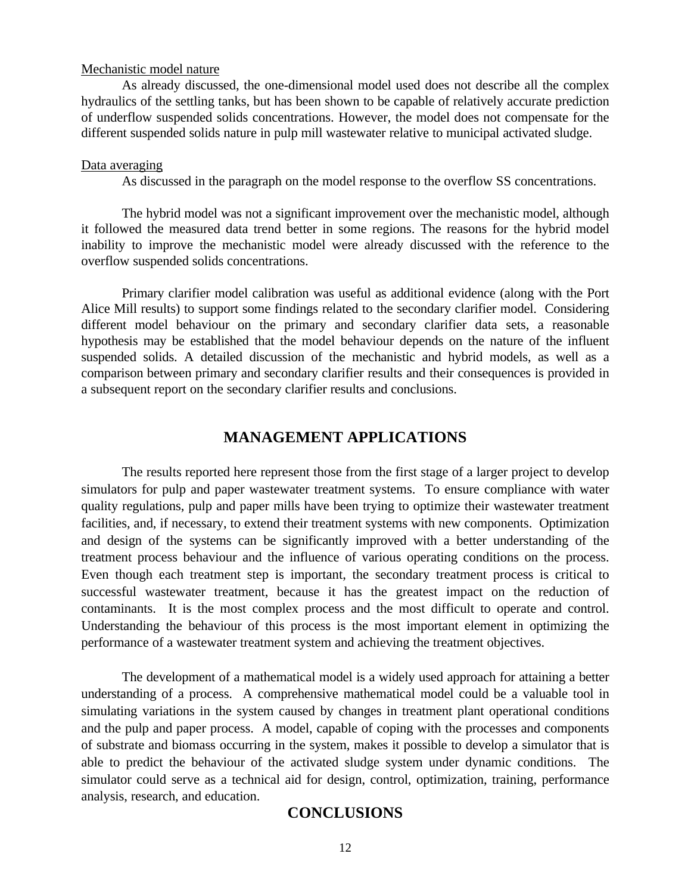Mechanistic model nature

As already discussed, the one-dimensional model used does not describe all the complex hydraulics of the settling tanks, but has been shown to be capable of relatively accurate prediction of underflow suspended solids concentrations. However, the model does not compensate for the different suspended solids nature in pulp mill wastewater relative to municipal activated sludge.

Data averaging

As discussed in the paragraph on the model response to the overflow SS concentrations.

The hybrid model was not a significant improvement over the mechanistic model, although it followed the measured data trend better in some regions. The reasons for the hybrid model inability to improve the mechanistic model were already discussed with the reference to the overflow suspended solids concentrations.

Primary clarifier model calibration was useful as additional evidence (along with the Port Alice Mill results) to support some findings related to the secondary clarifier model. Considering different model behaviour on the primary and secondary clarifier data sets, a reasonable hypothesis may be established that the model behaviour depends on the nature of the influent suspended solids. A detailed discussion of the mechanistic and hybrid models, as well as a comparison between primary and secondary clarifier results and their consequences is provided in a subsequent report on the secondary clarifier results and conclusions.

## MANAGEMENT APPLICATIONS

The results reported here represent those from the first stage of a larger project to develop simulators for pulp and paper wastewater treatment systems. To ensure compliance with water quality regulations, pulp and paper mills have been trying to optimize their wastewater treatment facilities, and, if necessary, to extend their treatment systems with new components. Optimization and design of the systems can be significantly improved with a better understanding of the treatment process behaviour and the influence of various operating conditions on the process. Even though each treatment step is important, the secondary treatment process is critical to successful wastewater treatment, because it has the greatest impact on the reduction of contaminants. It is the most complex process and the most difficult to operate and control. Understanding the behaviour of this process is the most important element in optimizing the performance of a wastewater treatment system and achieving the treatment objectives.

The development of a mathematical model is a widely used approach for attaining a better understanding of a process. A comprehensive mathematical model could be a valuable tool in simulating variations in the system caused by changes in treatment plant operational conditions and the pulp and paper process. A model, capable of coping with the processes and components of substrate and biomass occurring in the system, makes it possible to develop a simulator that is able to predict the behaviour of the activated sludge system under dynamic conditions. The simulator could serve as a technical aid for design, control, optimization, training, performance analysis, research, and education.

## CONCLUSIONS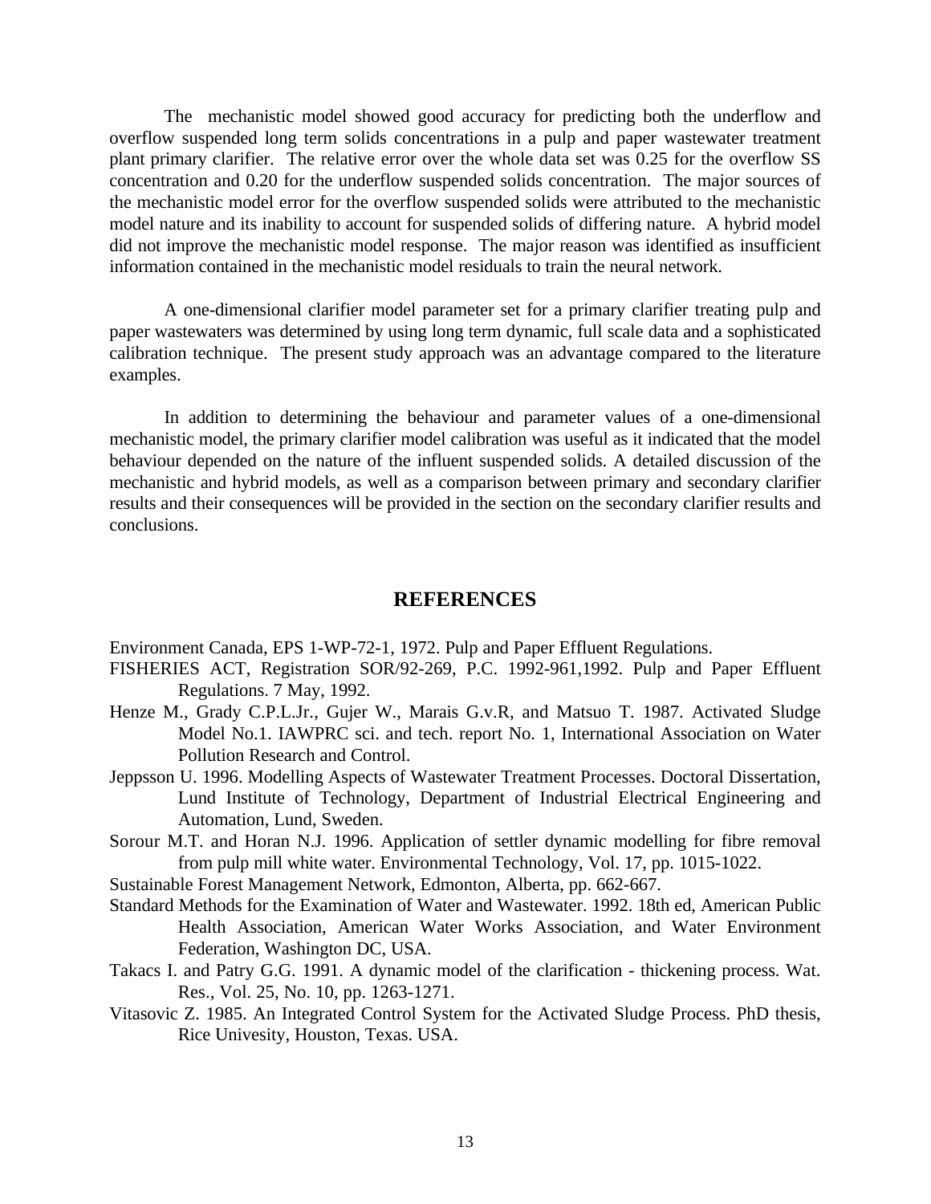The mechanistic model showed good accuracy for predicting both the underflow and overflow suspended long term solids concentrations in a pulp and paper wastewater treatment plant primary clarifier. The relative error over the whole data set was 0.25 for the overflow SS concentration and 0.20 for the underflow suspended solids concentration. The major sources of the mechanistic model error for the overflow suspended solids were attributed to the mechanistic model nature and its inability to account for suspended solids of differing nature. A hybrid model did not improve the mechanistic model response. The major reason was identified as insufficient information contained in the mechanistic model residuals to train the neural network.

A one-dimensional clarifier model parameter set for a primary clarifier treating pulp and paper wastewaters was determined by using long term dynamic, full scale data and a sophisticated calibration technique. The present study approach was an advantage compared to the literature examples.

In addition to determining the behaviour and parameter values of a one-dimensional mechanistic model, the primary clarifier model calibration was useful as it indicated that the model behaviour depended on the nature of the influent suspended solids. A detailed discussion of the mechanistic and hybrid models, as well as a comparison between primary and secondary clarifier results and their consequences will be provided in the section on the secondary clarifier results and conclusions.

## REFERENCES

Environment Canada, EPS 1-WP-72-1, 1972. Pulp and Paper Effluent Regulations.

FISHERIES ACT, Registration SOR/92-269, P.C. 1992-961,1992. Pulp and Paper Effluent Regulations. 7 May, 1992.

Henze M., Grady C.P.L.Jr., Gujer W., Marais G.v.R, and Matsuo T. 1987. Activated Sludge Model No.1. IAWPRC sci. and tech. report No. 1, International Association on Water Pollution Research and Control.

Jeppsson U. 1996. Modelling Aspects of Wastewater Treatment Processes. Doctoral Dissertation, Lund Institute of Technology, Department of Industrial Electrical Engineering and Automation, Lund, Sweden.

Sorour M.T. and Horan N.J. 1996. Application of settler dynamic modelling for fibre removal from pulp mill white water. Environmental Technology, Vol. 17, pp. 1015-1022.

Sustainable Forest Management Network, Edmonton, Alberta, pp. 662-667.

Standard Methods for the Examination of Water and Wastewater. 1992. 18th ed, American Public Health Association, American Water Works Association, and Water Environment Federation, Washington DC, USA.

Takacs I. and Patry G.G. 1991. A dynamic model of the clarification - thickening process. Wat. Res., Vol. 25, No. 10, pp. 1263-1271.

Vitasovic Z. 1985. An Integrated Control System for the Activated Sludge Process. PhD thesis, Rice Univesity, Houston, Texas. USA.